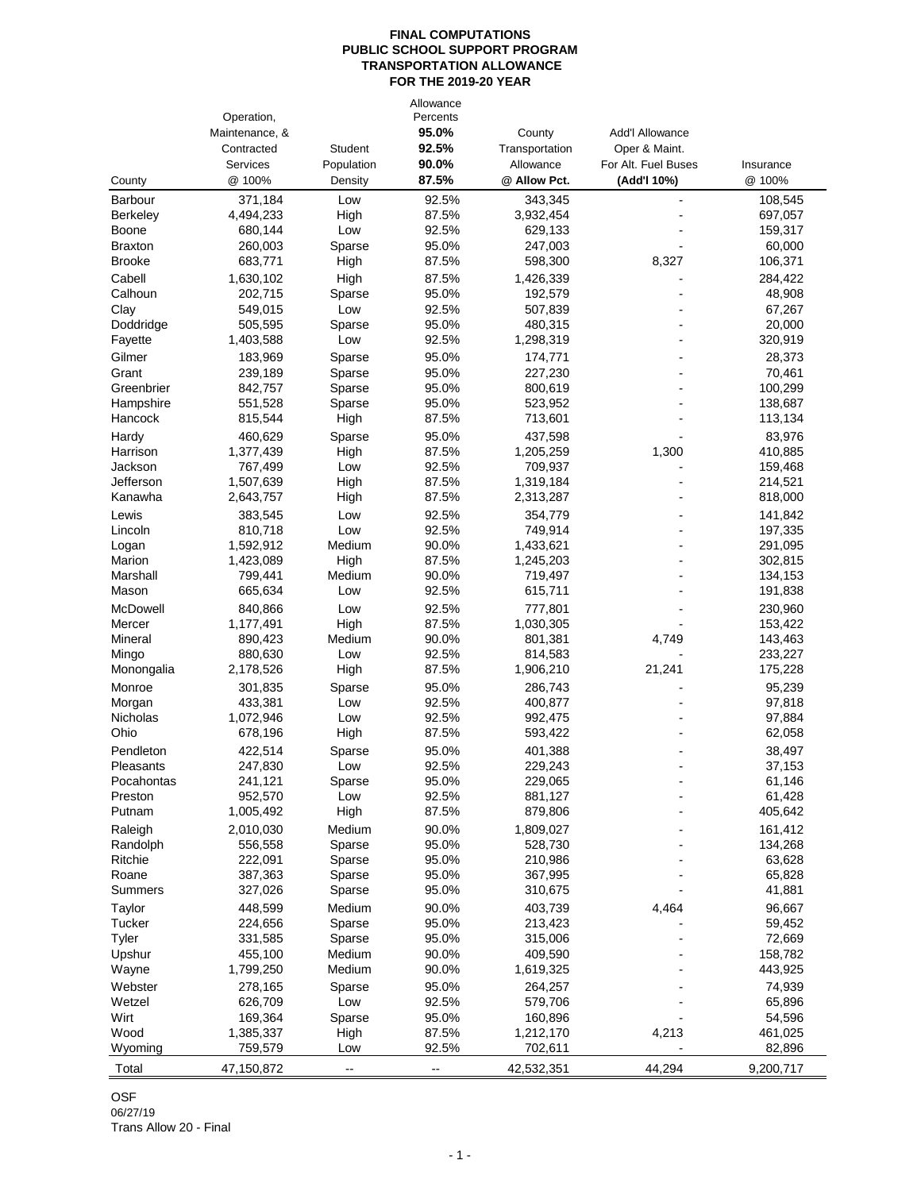**FINAL COMPUTATIONS**
**PUBLIC SCHOOL SUPPORT PROGRAM**
**TRANSPORTATION ALLOWANCE**
**FOR THE 2019-20 YEAR**

| County | Operation, Maintenance, & Contracted Services @ 100% | Student Population Density | Allowance Percents **95.0%** **92.5%** **90.0%** **87.5%** | County Transportation Allowance **@ Allow Pct.** | Add'l Allowance Oper & Maint. For Alt. Fuel Buses **(Add'l 10%)** | Insurance @ 100% |
|---|---|---|---|---|---|---|
| Barbour | 371,184 | Low | 92.5% | 343,345 | - | 108,545 |
| Berkeley | 4,494,233 | High | 87.5% | 3,932,454 | - | 697,057 |
| Boone | 680,144 | Low | 92.5% | 629,133 | - | 159,317 |
| Braxton | 260,003 | Sparse | 95.0% | 247,003 | - | 60,000 |
| Brooke | 683,771 | High | 87.5% | 598,300 | 8,327 | 106,371 |
| Cabell | 1,630,102 | High | 87.5% | 1,426,339 | - | 284,422 |
| Calhoun | 202,715 | Sparse | 95.0% | 192,579 | - | 48,908 |
| Clay | 549,015 | Low | 92.5% | 507,839 | - | 67,267 |
| Doddridge | 505,595 | Sparse | 95.0% | 480,315 | - | 20,000 |
| Fayette | 1,403,588 | Low | 92.5% | 1,298,319 | - | 320,919 |
| Gilmer | 183,969 | Sparse | 95.0% | 174,771 | - | 28,373 |
| Grant | 239,189 | Sparse | 95.0% | 227,230 | - | 70,461 |
| Greenbrier | 842,757 | Sparse | 95.0% | 800,619 | - | 100,299 |
| Hampshire | 551,528 | Sparse | 95.0% | 523,952 | - | 138,687 |
| Hancock | 815,544 | High | 87.5% | 713,601 | - | 113,134 |
| Hardy | 460,629 | Sparse | 95.0% | 437,598 | - | 83,976 |
| Harrison | 1,377,439 | High | 87.5% | 1,205,259 | 1,300 | 410,885 |
| Jackson | 767,499 | Low | 92.5% | 709,937 | - | 159,468 |
| Jefferson | 1,507,639 | High | 87.5% | 1,319,184 | - | 214,521 |
| Kanawha | 2,643,757 | High | 87.5% | 2,313,287 | - | 818,000 |
| Lewis | 383,545 | Low | 92.5% | 354,779 | - | 141,842 |
| Lincoln | 810,718 | Low | 92.5% | 749,914 | - | 197,335 |
| Logan | 1,592,912 | Medium | 90.0% | 1,433,621 | - | 291,095 |
| Marion | 1,423,089 | High | 87.5% | 1,245,203 | - | 302,815 |
| Marshall | 799,441 | Medium | 90.0% | 719,497 | - | 134,153 |
| Mason | 665,634 | Low | 92.5% | 615,711 | - | 191,838 |
| McDowell | 840,866 | Low | 92.5% | 777,801 | - | 230,960 |
| Mercer | 1,177,491 | High | 87.5% | 1,030,305 | - | 153,422 |
| Mineral | 890,423 | Medium | 90.0% | 801,381 | 4,749 | 143,463 |
| Mingo | 880,630 | Low | 92.5% | 814,583 | - | 233,227 |
| Monongalia | 2,178,526 | High | 87.5% | 1,906,210 | 21,241 | 175,228 |
| Monroe | 301,835 | Sparse | 95.0% | 286,743 | - | 95,239 |
| Morgan | 433,381 | Low | 92.5% | 400,877 | - | 97,818 |
| Nicholas | 1,072,946 | Low | 92.5% | 992,475 | - | 97,884 |
| Ohio | 678,196 | High | 87.5% | 593,422 | - | 62,058 |
| Pendleton | 422,514 | Sparse | 95.0% | 401,388 | - | 38,497 |
| Pleasants | 247,830 | Low | 92.5% | 229,243 | - | 37,153 |
| Pocahontas | 241,121 | Sparse | 95.0% | 229,065 | - | 61,146 |
| Preston | 952,570 | Low | 92.5% | 881,127 | - | 61,428 |
| Putnam | 1,005,492 | High | 87.5% | 879,806 | - | 405,642 |
| Raleigh | 2,010,030 | Medium | 90.0% | 1,809,027 | - | 161,412 |
| Randolph | 556,558 | Sparse | 95.0% | 528,730 | - | 134,268 |
| Ritchie | 222,091 | Sparse | 95.0% | 210,986 | - | 63,628 |
| Roane | 387,363 | Sparse | 95.0% | 367,995 | - | 65,828 |
| Summers | 327,026 | Sparse | 95.0% | 310,675 | - | 41,881 |
| Taylor | 448,599 | Medium | 90.0% | 403,739 | 4,464 | 96,667 |
| Tucker | 224,656 | Sparse | 95.0% | 213,423 | - | 59,452 |
| Tyler | 331,585 | Sparse | 95.0% | 315,006 | - | 72,669 |
| Upshur | 455,100 | Medium | 90.0% | 409,590 | - | 158,782 |
| Wayne | 1,799,250 | Medium | 90.0% | 1,619,325 | - | 443,925 |
| Webster | 278,165 | Sparse | 95.0% | 264,257 | - | 74,939 |
| Wetzel | 626,709 | Low | 92.5% | 579,706 | - | 65,896 |
| Wirt | 169,364 | Sparse | 95.0% | 160,896 | - | 54,596 |
| Wood | 1,385,337 | High | 87.5% | 1,212,170 | 4,213 | 461,025 |
| Wyoming | 759,579 | Low | 92.5% | 702,611 | - | 82,896 |
| Total | 47,150,872 | -- | -- | 42,532,351 | 44,294 | 9,200,717 |

OSF
06/27/19
Trans Allow 20 - Final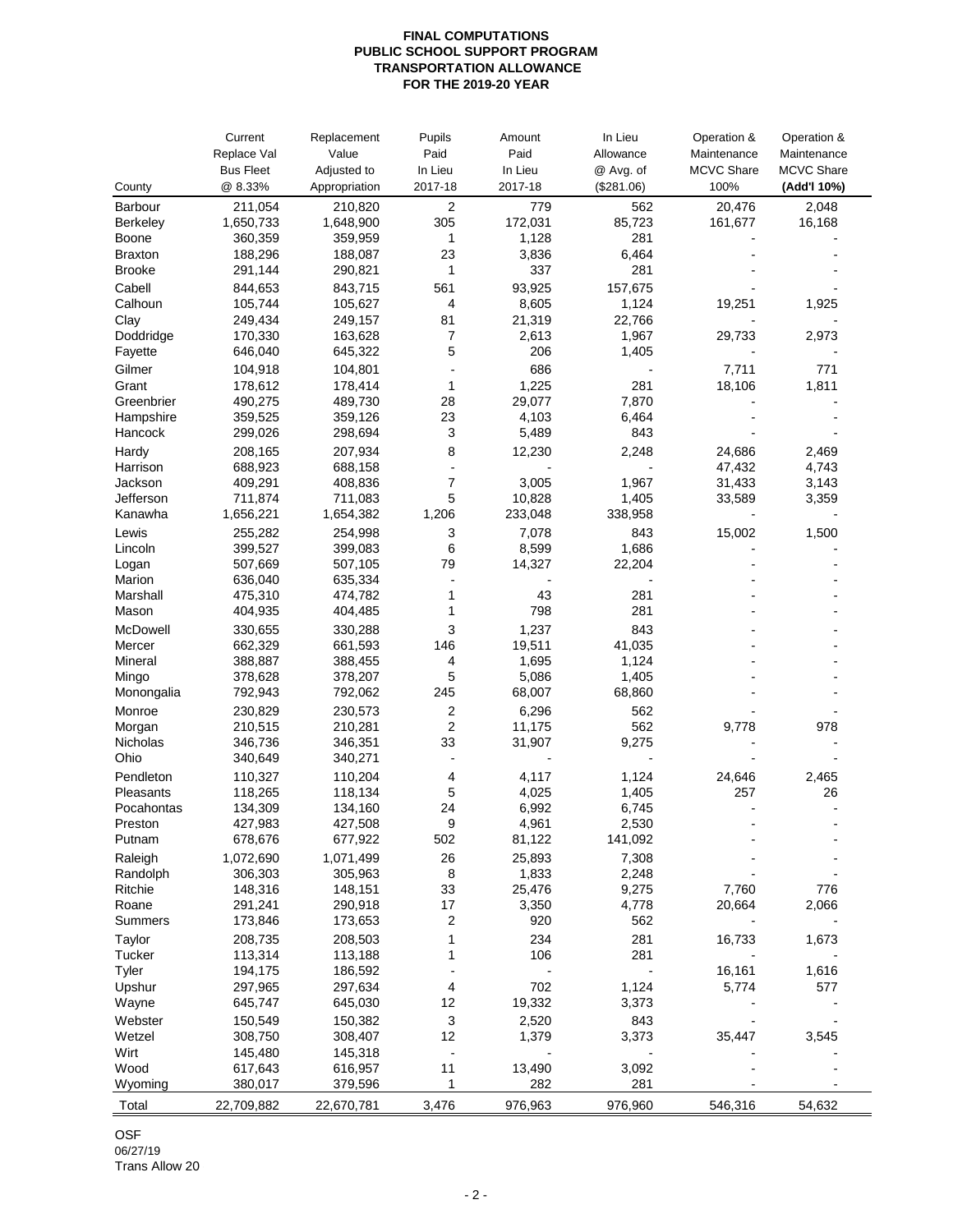**FINAL COMPUTATIONS**
**PUBLIC SCHOOL SUPPORT PROGRAM**
**TRANSPORTATION ALLOWANCE**
**FOR THE 2019-20 YEAR**

| County | Current Replace Val Bus Fleet @ 8.33% | Replacement Value Adjusted to Appropriation | Pupils Paid In Lieu 2017-18 | Amount Paid In Lieu 2017-18 | In Lieu Allowance @ Avg. of ($281.06) | Operation & Maintenance MCVC Share 100% | Operation & Maintenance MCVC Share **(Add'l 10%)** |
|---|---|---|---|---|---|---|---|
| Barbour | 211,054 | 210,820 | 2 | 779 | 562 | 20,476 | 2,048 |
| Berkeley | 1,650,733 | 1,648,900 | 305 | 172,031 | 85,723 | 161,677 | 16,168 |
| Boone | 360,359 | 359,959 | 1 | 1,128 | 281 | - | - |
| Braxton | 188,296 | 188,087 | 23 | 3,836 | 6,464 | - | - |
| Brooke | 291,144 | 290,821 | 1 | 337 | 281 | - | - |
| Cabell | 844,653 | 843,715 | 561 | 93,925 | 157,675 | - | - |
| Calhoun | 105,744 | 105,627 | 4 | 8,605 | 1,124 | 19,251 | 1,925 |
| Clay | 249,434 | 249,157 | 81 | 21,319 | 22,766 | - | - |
| Doddridge | 170,330 | 163,628 | 7 | 2,613 | 1,967 | 29,733 | 2,973 |
| Fayette | 646,040 | 645,322 | 5 | 206 | 1,405 | - | - |
| Gilmer | 104,918 | 104,801 | - | 686 | - | 7,711 | 771 |
| Grant | 178,612 | 178,414 | 1 | 1,225 | 281 | 18,106 | 1,811 |
| Greenbrier | 490,275 | 489,730 | 28 | 29,077 | 7,870 | - | - |
| Hampshire | 359,525 | 359,126 | 23 | 4,103 | 6,464 | - | - |
| Hancock | 299,026 | 298,694 | 3 | 5,489 | 843 | - | - |
| Hardy | 208,165 | 207,934 | 8 | 12,230 | 2,248 | 24,686 | 2,469 |
| Harrison | 688,923 | 688,158 | - | - | - | 47,432 | 4,743 |
| Jackson | 409,291 | 408,836 | 7 | 3,005 | 1,967 | 31,433 | 3,143 |
| Jefferson | 711,874 | 711,083 | 5 | 10,828 | 1,405 | 33,589 | 3,359 |
| Kanawha | 1,656,221 | 1,654,382 | 1,206 | 233,048 | 338,958 | - | - |
| Lewis | 255,282 | 254,998 | 3 | 7,078 | 843 | 15,002 | 1,500 |
| Lincoln | 399,527 | 399,083 | 6 | 8,599 | 1,686 | - | - |
| Logan | 507,669 | 507,105 | 79 | 14,327 | 22,204 | - | - |
| Marion | 636,040 | 635,334 | - | - | - | - | - |
| Marshall | 475,310 | 474,782 | 1 | 43 | 281 | - | - |
| Mason | 404,935 | 404,485 | 1 | 798 | 281 | - | - |
| McDowell | 330,655 | 330,288 | 3 | 1,237 | 843 | - | - |
| Mercer | 662,329 | 661,593 | 146 | 19,511 | 41,035 | - | - |
| Mineral | 388,887 | 388,455 | 4 | 1,695 | 1,124 | - | - |
| Mingo | 378,628 | 378,207 | 5 | 5,086 | 1,405 | - | - |
| Monongalia | 792,943 | 792,062 | 245 | 68,007 | 68,860 | - | - |
| Monroe | 230,829 | 230,573 | 2 | 6,296 | 562 | - | - |
| Morgan | 210,515 | 210,281 | 2 | 11,175 | 562 | 9,778 | 978 |
| Nicholas | 346,736 | 346,351 | 33 | 31,907 | 9,275 | - | - |
| Ohio | 340,649 | 340,271 | - | - | - | - | - |
| Pendleton | 110,327 | 110,204 | 4 | 4,117 | 1,124 | 24,646 | 2,465 |
| Pleasants | 118,265 | 118,134 | 5 | 4,025 | 1,405 | 257 | 26 |
| Pocahontas | 134,309 | 134,160 | 24 | 6,992 | 6,745 | - | - |
| Preston | 427,983 | 427,508 | 9 | 4,961 | 2,530 | - | - |
| Putnam | 678,676 | 677,922 | 502 | 81,122 | 141,092 | - | - |
| Raleigh | 1,072,690 | 1,071,499 | 26 | 25,893 | 7,308 | - | - |
| Randolph | 306,303 | 305,963 | 8 | 1,833 | 2,248 | - | - |
| Ritchie | 148,316 | 148,151 | 33 | 25,476 | 9,275 | 7,760 | 776 |
| Roane | 291,241 | 290,918 | 17 | 3,350 | 4,778 | 20,664 | 2,066 |
| Summers | 173,846 | 173,653 | 2 | 920 | 562 | - | - |
| Taylor | 208,735 | 208,503 | 1 | 234 | 281 | 16,733 | 1,673 |
| Tucker | 113,314 | 113,188 | 1 | 106 | 281 | - | - |
| Tyler | 194,175 | 186,592 | - | - | - | 16,161 | 1,616 |
| Upshur | 297,965 | 297,634 | 4 | 702 | 1,124 | 5,774 | 577 |
| Wayne | 645,747 | 645,030 | 12 | 19,332 | 3,373 | - | - |
| Webster | 150,549 | 150,382 | 3 | 2,520 | 843 | - | - |
| Wetzel | 308,750 | 308,407 | 12 | 1,379 | 3,373 | 35,447 | 3,545 |
| Wirt | 145,480 | 145,318 | - | - | - | - | - |
| Wood | 617,643 | 616,957 | 11 | 13,490 | 3,092 | - | - |
| Wyoming | 380,017 | 379,596 | 1 | 282 | 281 | - | - |
| Total | 22,709,882 | 22,670,781 | 3,476 | 976,963 | 976,960 | 546,316 | 54,632 |

OSF
06/27/19
Trans Allow 20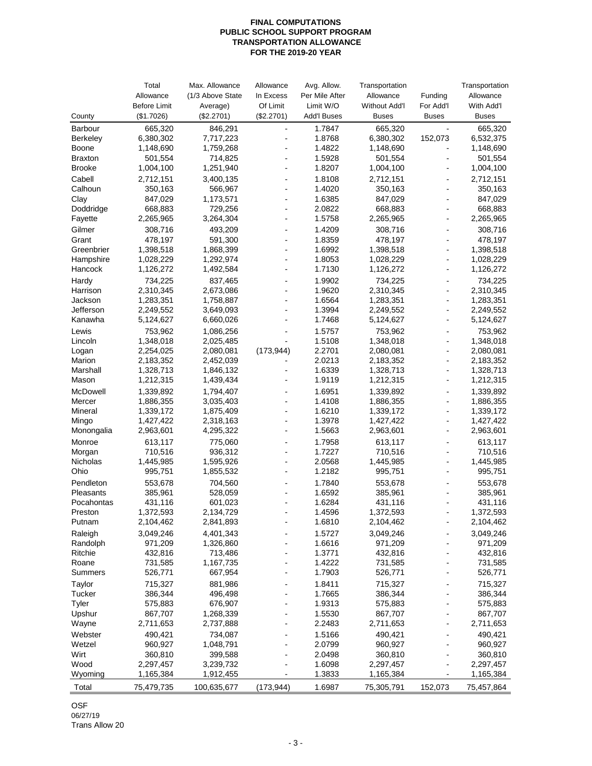**FINAL COMPUTATIONS**
**PUBLIC SCHOOL SUPPORT PROGRAM**
**TRANSPORTATION ALLOWANCE**
**FOR THE 2019-20 YEAR**

| County | Total Allowance Before Limit ($1.7026) | Max. Allowance (1/3 Above State Average) ($2.2701) | Allowance In Excess Of Limit ($2.2701) | Avg. Allow. Per Mile After Limit W/O Add'l Buses | Transportation Allowance Without Add'l Buses | Funding For Add'l Buses | Transportation Allowance With Add'l Buses |
|---|---|---|---|---|---|---|---|
| Barbour | 665,320 | 846,291 | - | 1.7847 | 665,320 | - | 665,320 |
| Berkeley | 6,380,302 | 7,717,223 | - | 1.8768 | 6,380,302 | 152,073 | 6,532,375 |
| Boone | 1,148,690 | 1,759,268 | - | 1.4822 | 1,148,690 | - | 1,148,690 |
| Braxton | 501,554 | 714,825 | - | 1.5928 | 501,554 | - | 501,554 |
| Brooke | 1,004,100 | 1,251,940 | - | 1.8207 | 1,004,100 | - | 1,004,100 |
| Cabell | 2,712,151 | 3,400,135 | - | 1.8108 | 2,712,151 | - | 2,712,151 |
| Calhoun | 350,163 | 566,967 | - | 1.4020 | 350,163 | - | 350,163 |
| Clay | 847,029 | 1,173,571 | - | 1.6385 | 847,029 | - | 847,029 |
| Doddridge | 668,883 | 729,256 | - | 2.0822 | 668,883 | - | 668,883 |
| Fayette | 2,265,965 | 3,264,304 | - | 1.5758 | 2,265,965 | - | 2,265,965 |
| Gilmer | 308,716 | 493,209 | - | 1.4209 | 308,716 | - | 308,716 |
| Grant | 478,197 | 591,300 | - | 1.8359 | 478,197 | - | 478,197 |
| Greenbrier | 1,398,518 | 1,868,399 | - | 1.6992 | 1,398,518 | - | 1,398,518 |
| Hampshire | 1,028,229 | 1,292,974 | - | 1.8053 | 1,028,229 | - | 1,028,229 |
| Hancock | 1,126,272 | 1,492,584 | - | 1.7130 | 1,126,272 | - | 1,126,272 |
| Hardy | 734,225 | 837,465 | - | 1.9902 | 734,225 | - | 734,225 |
| Harrison | 2,310,345 | 2,673,086 | - | 1.9620 | 2,310,345 | - | 2,310,345 |
| Jackson | 1,283,351 | 1,758,887 | - | 1.6564 | 1,283,351 | - | 1,283,351 |
| Jefferson | 2,249,552 | 3,649,093 | - | 1.3994 | 2,249,552 | - | 2,249,552 |
| Kanawha | 5,124,627 | 6,660,026 | - | 1.7468 | 5,124,627 | - | 5,124,627 |
| Lewis | 753,962 | 1,086,256 | - | 1.5757 | 753,962 | - | 753,962 |
| Lincoln | 1,348,018 | 2,025,485 | - | 1.5108 | 1,348,018 | - | 1,348,018 |
| Logan | 2,254,025 | 2,080,081 | (173,944) | 2.2701 | 2,080,081 | - | 2,080,081 |
| Marion | 2,183,352 | 2,452,039 | - | 2.0213 | 2,183,352 | - | 2,183,352 |
| Marshall | 1,328,713 | 1,846,132 | - | 1.6339 | 1,328,713 | - | 1,328,713 |
| Mason | 1,212,315 | 1,439,434 | - | 1.9119 | 1,212,315 | - | 1,212,315 |
| McDowell | 1,339,892 | 1,794,407 | - | 1.6951 | 1,339,892 | - | 1,339,892 |
| Mercer | 1,886,355 | 3,035,403 | - | 1.4108 | 1,886,355 | - | 1,886,355 |
| Mineral | 1,339,172 | 1,875,409 | - | 1.6210 | 1,339,172 | - | 1,339,172 |
| Mingo | 1,427,422 | 2,318,163 | - | 1.3978 | 1,427,422 | - | 1,427,422 |
| Monongalia | 2,963,601 | 4,295,322 | - | 1.5663 | 2,963,601 | - | 2,963,601 |
| Monroe | 613,117 | 775,060 | - | 1.7958 | 613,117 | - | 613,117 |
| Morgan | 710,516 | 936,312 | - | 1.7227 | 710,516 | - | 710,516 |
| Nicholas | 1,445,985 | 1,595,926 | - | 2.0568 | 1,445,985 | - | 1,445,985 |
| Ohio | 995,751 | 1,855,532 | - | 1.2182 | 995,751 | - | 995,751 |
| Pendleton | 553,678 | 704,560 | - | 1.7840 | 553,678 | - | 553,678 |
| Pleasants | 385,961 | 528,059 | - | 1.6592 | 385,961 | - | 385,961 |
| Pocahontas | 431,116 | 601,023 | - | 1.6284 | 431,116 | - | 431,116 |
| Preston | 1,372,593 | 2,134,729 | - | 1.4596 | 1,372,593 | - | 1,372,593 |
| Putnam | 2,104,462 | 2,841,893 | - | 1.6810 | 2,104,462 | - | 2,104,462 |
| Raleigh | 3,049,246 | 4,401,343 | - | 1.5727 | 3,049,246 | - | 3,049,246 |
| Randolph | 971,209 | 1,326,860 | - | 1.6616 | 971,209 | - | 971,209 |
| Ritchie | 432,816 | 713,486 | - | 1.3771 | 432,816 | - | 432,816 |
| Roane | 731,585 | 1,167,735 | - | 1.4222 | 731,585 | - | 731,585 |
| Summers | 526,771 | 667,954 | - | 1.7903 | 526,771 | - | 526,771 |
| Taylor | 715,327 | 881,986 | - | 1.8411 | 715,327 | - | 715,327 |
| Tucker | 386,344 | 496,498 | - | 1.7665 | 386,344 | - | 386,344 |
| Tyler | 575,883 | 676,907 | - | 1.9313 | 575,883 | - | 575,883 |
| Upshur | 867,707 | 1,268,339 | - | 1.5530 | 867,707 | - | 867,707 |
| Wayne | 2,711,653 | 2,737,888 | - | 2.2483 | 2,711,653 | - | 2,711,653 |
| Webster | 490,421 | 734,087 | - | 1.5166 | 490,421 | - | 490,421 |
| Wetzel | 960,927 | 1,048,791 | - | 2.0799 | 960,927 | - | 960,927 |
| Wirt | 360,810 | 399,588 | - | 2.0498 | 360,810 | - | 360,810 |
| Wood | 2,297,457 | 3,239,732 | - | 1.6098 | 2,297,457 | - | 2,297,457 |
| Wyoming | 1,165,384 | 1,912,455 | - | 1.3833 | 1,165,384 | - | 1,165,384 |
| Total | 75,479,735 | 100,635,677 | (173,944) | 1.6987 | 75,305,791 | 152,073 | 75,457,864 |

OSF
06/27/19
Trans Allow 20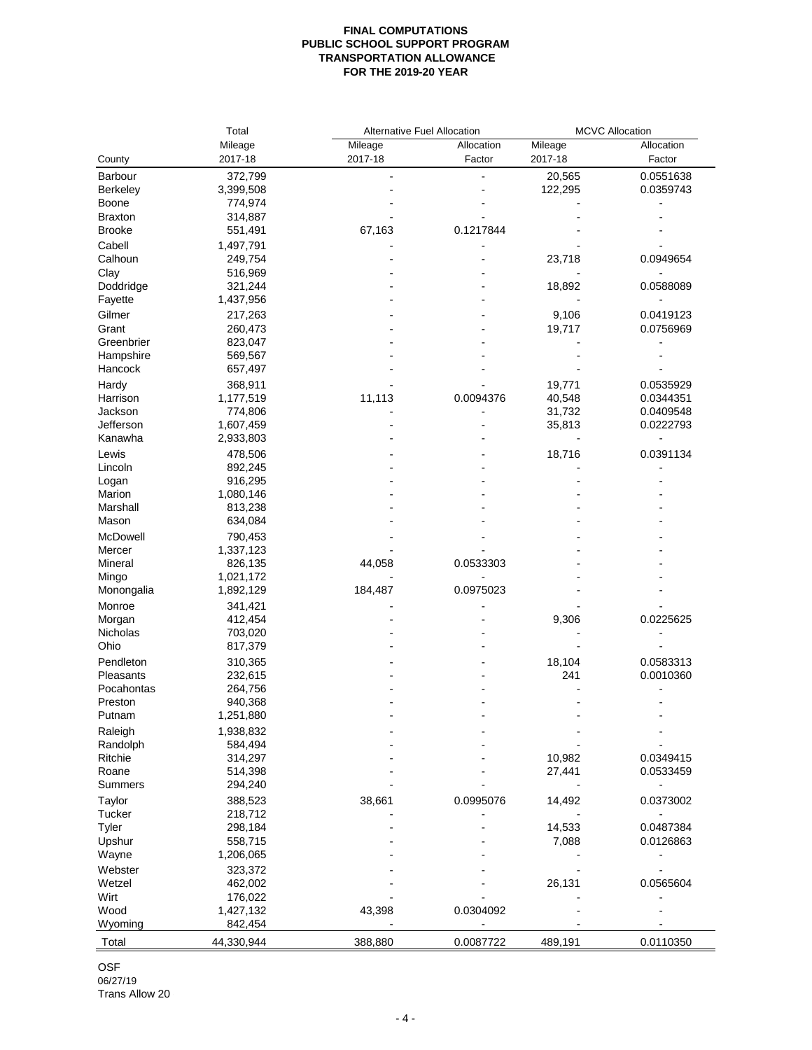**FINAL COMPUTATIONS**
**PUBLIC SCHOOL SUPPORT PROGRAM**
**TRANSPORTATION ALLOWANCE**
**FOR THE 2019-20 YEAR**

| | Total | Alternative Fuel Allocation | | MCVC Allocation | |
|---|---|---|---|---|---|
| | Mileage | Mileage | Allocation | Mileage | Allocation |
| County | 2017-18 | 2017-18 | Factor | 2017-18 | Factor |
| Barbour | 372,799 | - | - | 20,565 | 0.0551638 |
| Berkeley | 3,399,508 | - | - | 122,295 | 0.0359743 |
| Boone | 774,974 | - | - | - | - |
| Braxton | 314,887 | - | - | - | - |
| Brooke | 551,491 | 67,163 | 0.1217844 | - | - |
| Cabell | 1,497,791 | - | - | - | - |
| Calhoun | 249,754 | - | - | 23,718 | 0.0949654 |
| Clay | 516,969 | - | - | - | - |
| Doddridge | 321,244 | - | - | 18,892 | 0.0588089 |
| Fayette | 1,437,956 | - | - | - | - |
| Gilmer | 217,263 | - | - | 9,106 | 0.0419123 |
| Grant | 260,473 | - | - | 19,717 | 0.0756969 |
| Greenbrier | 823,047 | - | - | - | - |
| Hampshire | 569,567 | - | - | - | - |
| Hancock | 657,497 | - | - | - | - |
| Hardy | 368,911 | - | - | 19,771 | 0.0535929 |
| Harrison | 1,177,519 | 11,113 | 0.0094376 | 40,548 | 0.0344351 |
| Jackson | 774,806 | - | - | 31,732 | 0.0409548 |
| Jefferson | 1,607,459 | - | - | 35,813 | 0.0222793 |
| Kanawha | 2,933,803 | - | - | - | - |
| Lewis | 478,506 | - | - | 18,716 | 0.0391134 |
| Lincoln | 892,245 | - | - | - | - |
| Logan | 916,295 | - | - | - | - |
| Marion | 1,080,146 | - | - | - | - |
| Marshall | 813,238 | - | - | - | - |
| Mason | 634,084 | - | - | - | - |
| McDowell | 790,453 | - | - | - | - |
| Mercer | 1,337,123 | - | - | - | - |
| Mineral | 826,135 | 44,058 | 0.0533303 | - | - |
| Mingo | 1,021,172 | - | - | - | - |
| Monongalia | 1,892,129 | 184,487 | 0.0975023 | - | - |
| Monroe | 341,421 | - | - | - | - |
| Morgan | 412,454 | - | - | 9,306 | 0.0225625 |
| Nicholas | 703,020 | - | - | - | - |
| Ohio | 817,379 | - | - | - | - |
| Pendleton | 310,365 | - | - | 18,104 | 0.0583313 |
| Pleasants | 232,615 | - | - | 241 | 0.0010360 |
| Pocahontas | 264,756 | - | - | - | - |
| Preston | 940,368 | - | - | - | - |
| Putnam | 1,251,880 | - | - | - | - |
| Raleigh | 1,938,832 | - | - | - | - |
| Randolph | 584,494 | - | - | - | - |
| Ritchie | 314,297 | - | - | 10,982 | 0.0349415 |
| Roane | 514,398 | - | - | 27,441 | 0.0533459 |
| Summers | 294,240 | - | - | - | - |
| Taylor | 388,523 | 38,661 | 0.0995076 | 14,492 | 0.0373002 |
| Tucker | 218,712 | - | - | - | - |
| Tyler | 298,184 | - | - | 14,533 | 0.0487384 |
| Upshur | 558,715 | - | - | 7,088 | 0.0126863 |
| Wayne | 1,206,065 | - | - | - | - |
| Webster | 323,372 | - | - | - | - |
| Wetzel | 462,002 | - | - | 26,131 | 0.0565604 |
| Wirt | 176,022 | - | - | - | - |
| Wood | 1,427,132 | 43,398 | 0.0304092 | - | - |
| Wyoming | 842,454 | - | - | - | - |
| Total | 44,330,944 | 388,880 | 0.0087722 | 489,191 | 0.0110350 |

OSF
06/27/19
Trans Allow 20